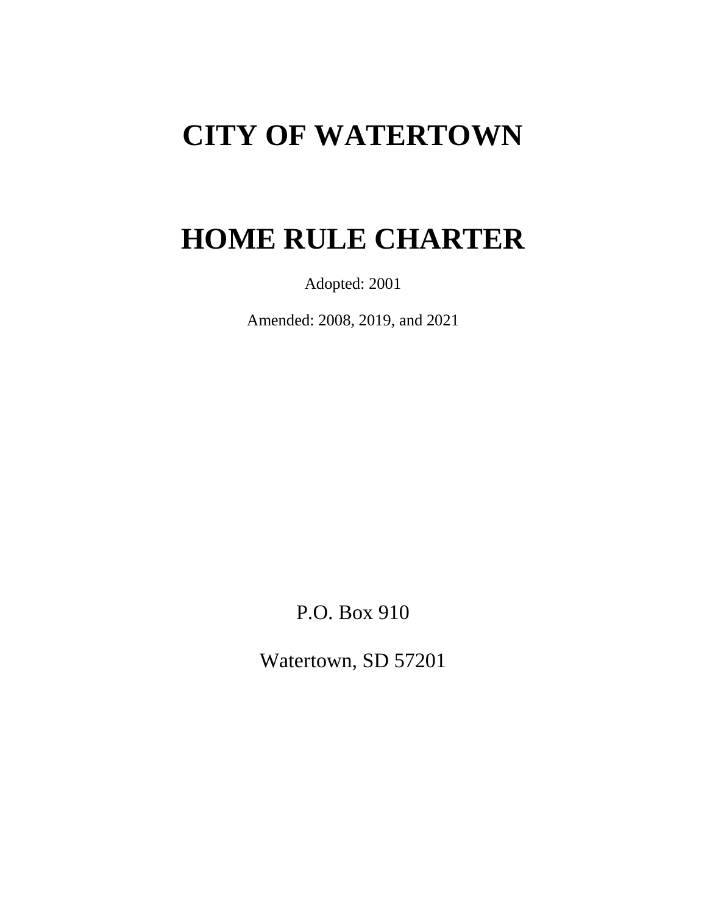# CITY OF WATERTOWN

# HOME RULE CHARTER

Adopted: 2001

Amended: 2008, 2019, and 2021

P.O. Box 910

Watertown, SD 57201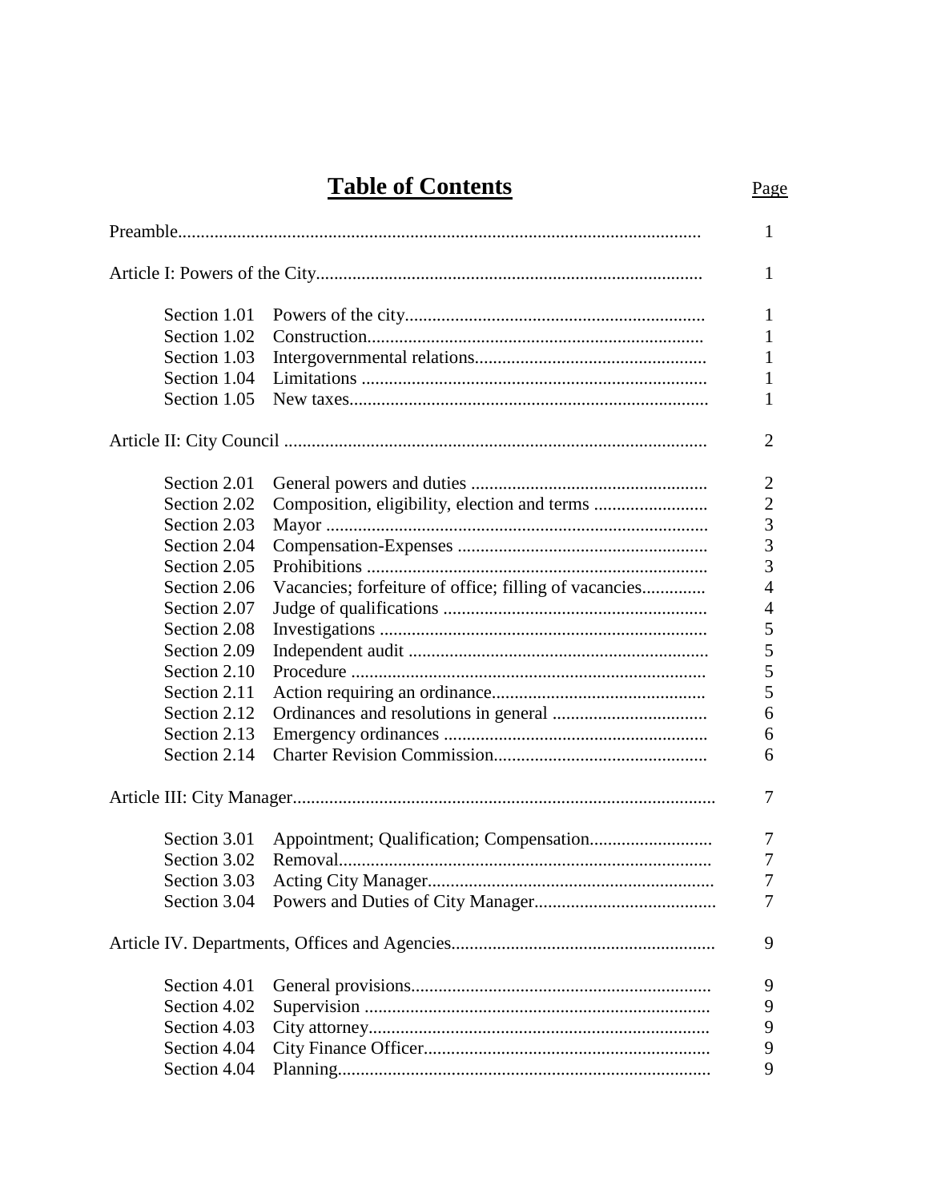# Table of Contents

| | | Page |
|---|---|---|
| Preamble | | 1 |
| Article I: Powers of the City | | 1 |
| Section 1.01 | Powers of the city | 1 |
| Section 1.02 | Construction | 1 |
| Section 1.03 | Intergovernmental relations | 1 |
| Section 1.04 | Limitations | 1 |
| Section 1.05 | New taxes | 1 |
| Article II: City Council | | 2 |
| Section 2.01 | General powers and duties | 2 |
| Section 2.02 | Composition, eligibility, election and terms | 2 |
| Section 2.03 | Mayor | 3 |
| Section 2.04 | Compensation-Expenses | 3 |
| Section 2.05 | Prohibitions | 3 |
| Section 2.06 | Vacancies; forfeiture of office; filling of vacancies | 4 |
| Section 2.07 | Judge of qualifications | 4 |
| Section 2.08 | Investigations | 5 |
| Section 2.09 | Independent audit | 5 |
| Section 2.10 | Procedure | 5 |
| Section 2.11 | Action requiring an ordinance | 5 |
| Section 2.12 | Ordinances and resolutions in general | 6 |
| Section 2.13 | Emergency ordinances | 6 |
| Section 2.14 | Charter Revision Commission | 6 |
| Article III: City Manager | | 7 |
| Section 3.01 | Appointment; Qualification; Compensation | 7 |
| Section 3.02 | Removal | 7 |
| Section 3.03 | Acting City Manager | 7 |
| Section 3.04 | Powers and Duties of City Manager | 7 |
| Article IV. Departments, Offices and Agencies | | 9 |
| Section 4.01 | General provisions | 9 |
| Section 4.02 | Supervision | 9 |
| Section 4.03 | City attorney | 9 |
| Section 4.04 | City Finance Officer | 9 |
| Section 4.04 | Planning | 9 |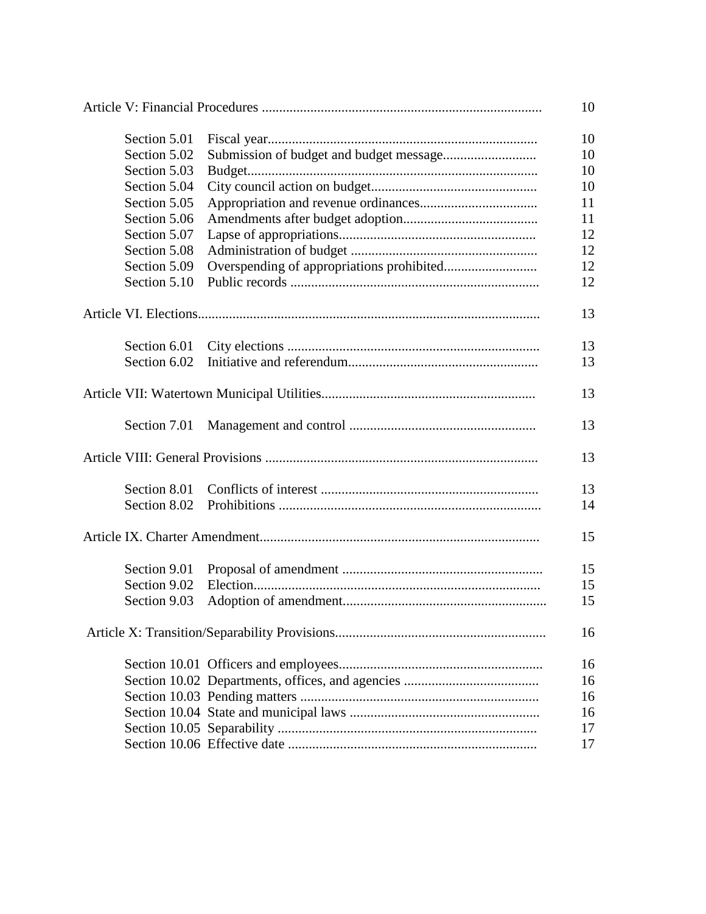| | | |
|---|---|---|
| Article V: Financial Procedures | | 10 |
| | Section 5.01 Fiscal year | 10 |
| | Section 5.02 Submission of budget and budget message | 10 |
| | Section 5.03 Budget | 10 |
| | Section 5.04 City council action on budget | 10 |
| | Section 5.05 Appropriation and revenue ordinances | 11 |
| | Section 5.06 Amendments after budget adoption | 11 |
| | Section 5.07 Lapse of appropriations | 12 |
| | Section 5.08 Administration of budget | 12 |
| | Section 5.09 Overspending of appropriations prohibited | 12 |
| | Section 5.10 Public records | 12 |
| Article VI. Elections | | 13 |
| | Section 6.01 City elections | 13 |
| | Section 6.02 Initiative and referendum | 13 |
| Article VII: Watertown Municipal Utilities | | 13 |
| | Section 7.01 Management and control | 13 |
| Article VIII: General Provisions | | 13 |
| | Section 8.01 Conflicts of interest | 13 |
| | Section 8.02 Prohibitions | 14 |
| Article IX. Charter Amendment | | 15 |
| | Section 9.01 Proposal of amendment | 15 |
| | Section 9.02 Election | 15 |
| | Section 9.03 Adoption of amendment | 15 |
| Article X: Transition/Separability Provisions | | 16 |
| | Section 10.01 Officers and employees | 16 |
| | Section 10.02 Departments, offices, and agencies | 16 |
| | Section 10.03 Pending matters | 16 |
| | Section 10.04 State and municipal laws | 16 |
| | Section 10.05 Separability | 17 |
| | Section 10.06 Effective date | 17 |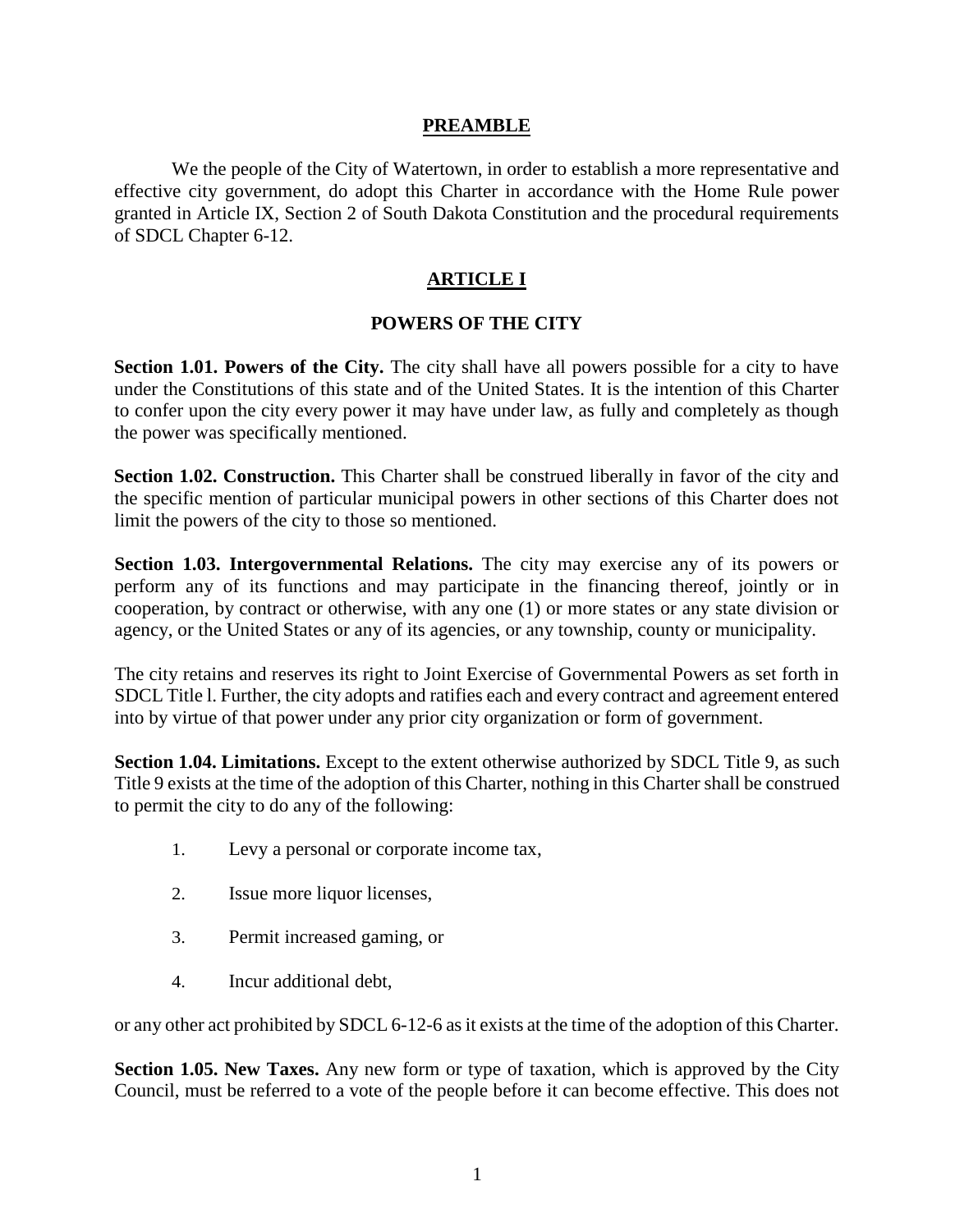## PREAMBLE

We the people of the City of Watertown, in order to establish a more representative and effective city government, do adopt this Charter in accordance with the Home Rule power granted in Article IX, Section 2 of South Dakota Constitution and the procedural requirements of SDCL Chapter 6-12.

## ARTICLE I

### POWERS OF THE CITY

**Section 1.01. Powers of the City.** The city shall have all powers possible for a city to have under the Constitutions of this state and of the United States. It is the intention of this Charter to confer upon the city every power it may have under law, as fully and completely as though the power was specifically mentioned.

**Section 1.02. Construction.** This Charter shall be construed liberally in favor of the city and the specific mention of particular municipal powers in other sections of this Charter does not limit the powers of the city to those so mentioned.

**Section 1.03. Intergovernmental Relations.** The city may exercise any of its powers or perform any of its functions and may participate in the financing thereof, jointly or in cooperation, by contract or otherwise, with any one (1) or more states or any state division or agency, or the United States or any of its agencies, or any township, county or municipality.

The city retains and reserves its right to Joint Exercise of Governmental Powers as set forth in SDCL Title l. Further, the city adopts and ratifies each and every contract and agreement entered into by virtue of that power under any prior city organization or form of government.

**Section 1.04. Limitations.** Except to the extent otherwise authorized by SDCL Title 9, as such Title 9 exists at the time of the adoption of this Charter, nothing in this Charter shall be construed to permit the city to do any of the following:

1. Levy a personal or corporate income tax,
2. Issue more liquor licenses,
3. Permit increased gaming, or
4. Incur additional debt,

or any other act prohibited by SDCL 6-12-6 as it exists at the time of the adoption of this Charter.

**Section 1.05. New Taxes.** Any new form or type of taxation, which is approved by the City Council, must be referred to a vote of the people before it can become effective. This does not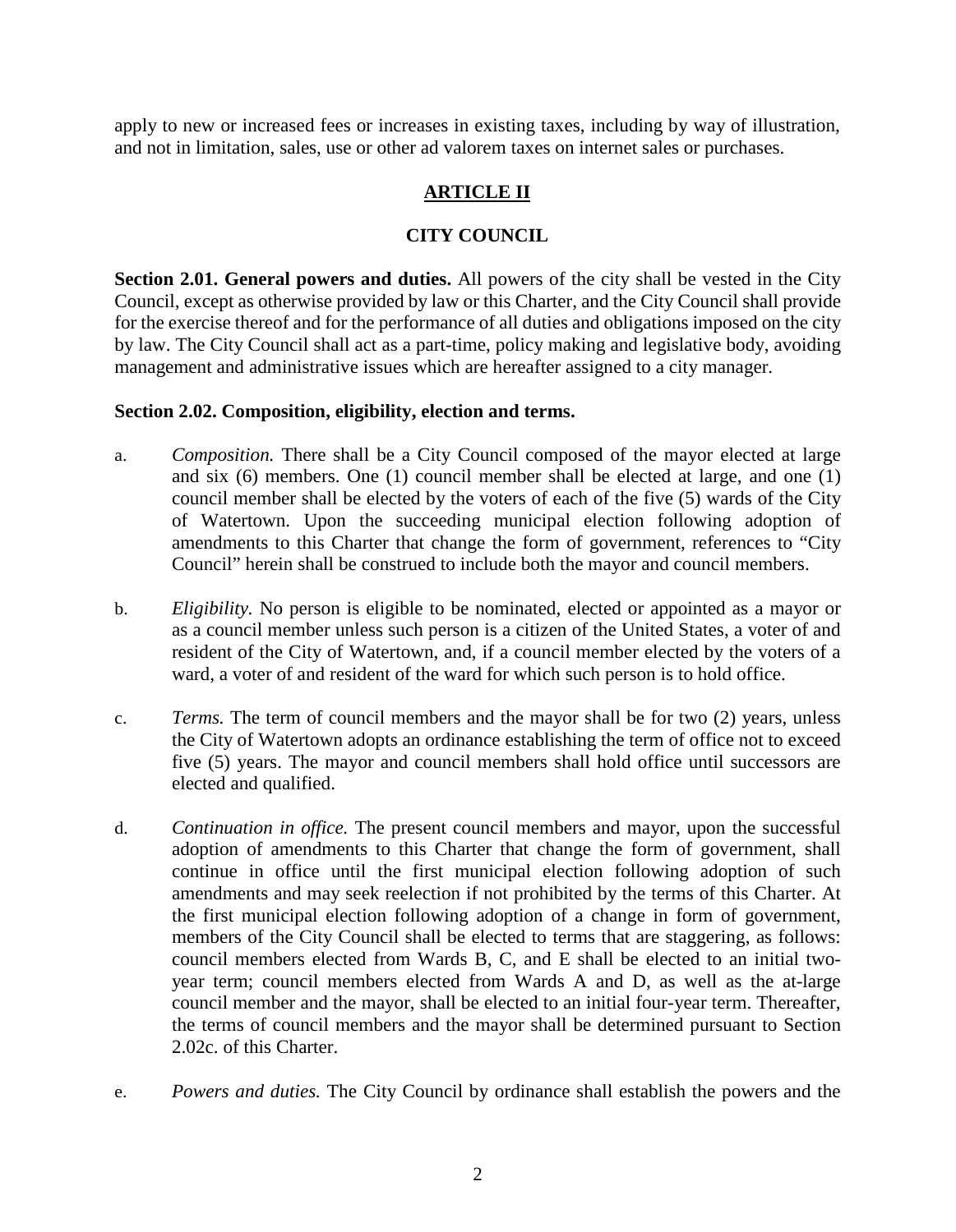apply to new or increased fees or increases in existing taxes, including by way of illustration, and not in limitation, sales, use or other ad valorem taxes on internet sales or purchases.

## ARTICLE II

## CITY COUNCIL

**Section 2.01. General powers and duties.** All powers of the city shall be vested in the City Council, except as otherwise provided by law or this Charter, and the City Council shall provide for the exercise thereof and for the performance of all duties and obligations imposed on the city by law. The City Council shall act as a part-time, policy making and legislative body, avoiding management and administrative issues which are hereafter assigned to a city manager.

**Section 2.02. Composition, eligibility, election and terms.**

a. *Composition.* There shall be a City Council composed of the mayor elected at large and six (6) members. One (1) council member shall be elected at large, and one (1) council member shall be elected by the voters of each of the five (5) wards of the City of Watertown. Upon the succeeding municipal election following adoption of amendments to this Charter that change the form of government, references to "City Council" herein shall be construed to include both the mayor and council members.

b. *Eligibility.* No person is eligible to be nominated, elected or appointed as a mayor or as a council member unless such person is a citizen of the United States, a voter of and resident of the City of Watertown, and, if a council member elected by the voters of a ward, a voter of and resident of the ward for which such person is to hold office.

c. *Terms.* The term of council members and the mayor shall be for two (2) years, unless the City of Watertown adopts an ordinance establishing the term of office not to exceed five (5) years. The mayor and council members shall hold office until successors are elected and qualified.

d. *Continuation in office.* The present council members and mayor, upon the successful adoption of amendments to this Charter that change the form of government, shall continue in office until the first municipal election following adoption of such amendments and may seek reelection if not prohibited by the terms of this Charter. At the first municipal election following adoption of a change in form of government, members of the City Council shall be elected to terms that are staggering, as follows: council members elected from Wards B, C, and E shall be elected to an initial two-year term; council members elected from Wards A and D, as well as the at-large council member and the mayor, shall be elected to an initial four-year term. Thereafter, the terms of council members and the mayor shall be determined pursuant to Section 2.02c. of this Charter.

e. *Powers and duties.* The City Council by ordinance shall establish the powers and the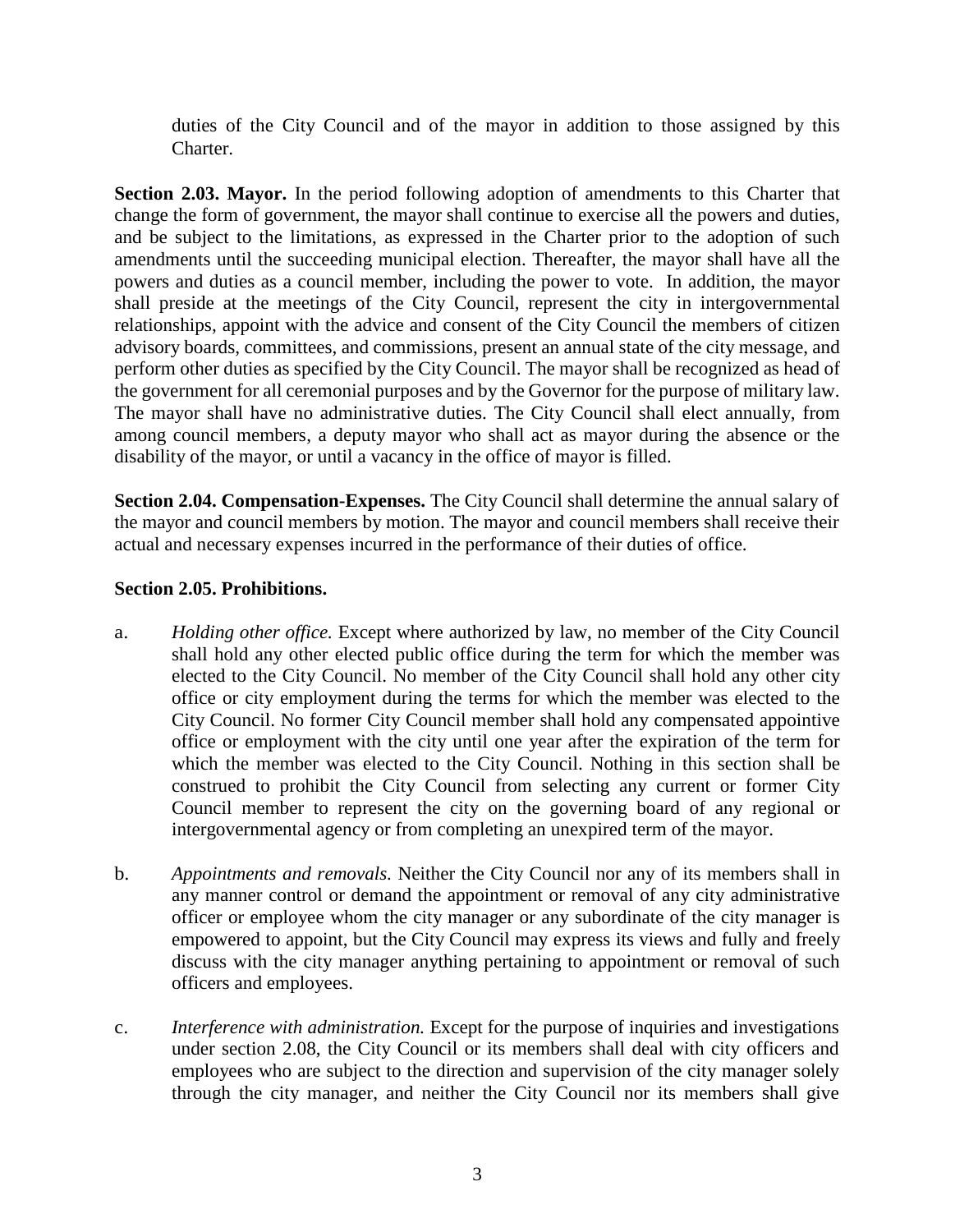duties of the City Council and of the mayor in addition to those assigned by this Charter.

**Section 2.03. Mayor.** In the period following adoption of amendments to this Charter that change the form of government, the mayor shall continue to exercise all the powers and duties, and be subject to the limitations, as expressed in the Charter prior to the adoption of such amendments until the succeeding municipal election. Thereafter, the mayor shall have all the powers and duties as a council member, including the power to vote. In addition, the mayor shall preside at the meetings of the City Council, represent the city in intergovernmental relationships, appoint with the advice and consent of the City Council the members of citizen advisory boards, committees, and commissions, present an annual state of the city message, and perform other duties as specified by the City Council. The mayor shall be recognized as head of the government for all ceremonial purposes and by the Governor for the purpose of military law. The mayor shall have no administrative duties. The City Council shall elect annually, from among council members, a deputy mayor who shall act as mayor during the absence or the disability of the mayor, or until a vacancy in the office of mayor is filled.

**Section 2.04. Compensation-Expenses.** The City Council shall determine the annual salary of the mayor and council members by motion. The mayor and council members shall receive their actual and necessary expenses incurred in the performance of their duties of office.

**Section 2.05. Prohibitions.**

a. *Holding other office.* Except where authorized by law, no member of the City Council shall hold any other elected public office during the term for which the member was elected to the City Council. No member of the City Council shall hold any other city office or city employment during the terms for which the member was elected to the City Council. No former City Council member shall hold any compensated appointive office or employment with the city until one year after the expiration of the term for which the member was elected to the City Council. Nothing in this section shall be construed to prohibit the City Council from selecting any current or former City Council member to represent the city on the governing board of any regional or intergovernmental agency or from completing an unexpired term of the mayor.

b. *Appointments and removals.* Neither the City Council nor any of its members shall in any manner control or demand the appointment or removal of any city administrative officer or employee whom the city manager or any subordinate of the city manager is empowered to appoint, but the City Council may express its views and fully and freely discuss with the city manager anything pertaining to appointment or removal of such officers and employees.

c. *Interference with administration.* Except for the purpose of inquiries and investigations under section 2.08, the City Council or its members shall deal with city officers and employees who are subject to the direction and supervision of the city manager solely through the city manager, and neither the City Council nor its members shall give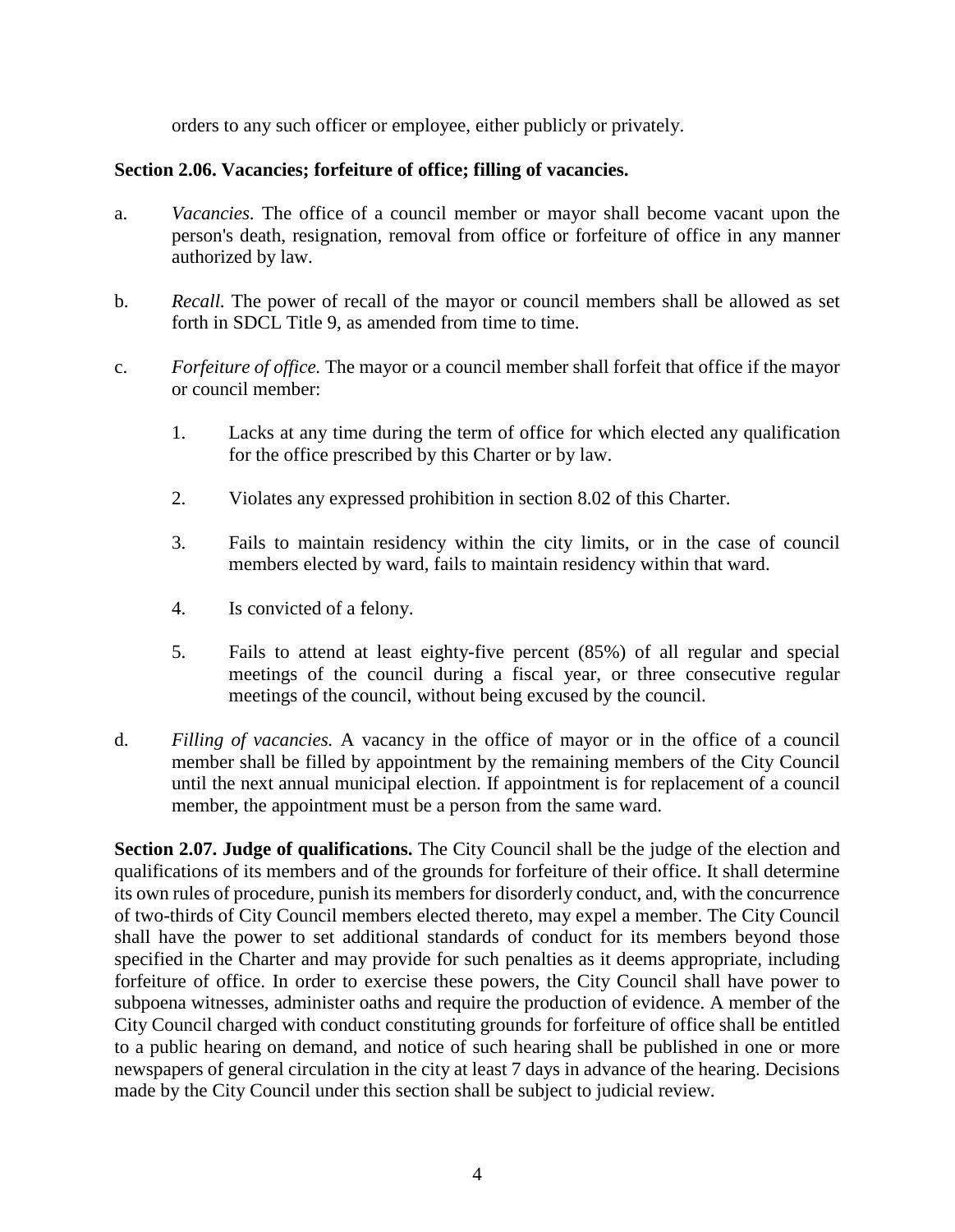orders to any such officer or employee, either publicly or privately.

**Section 2.06. Vacancies; forfeiture of office; filling of vacancies.**

a. *Vacancies.* The office of a council member or mayor shall become vacant upon the person's death, resignation, removal from office or forfeiture of office in any manner authorized by law.

b. *Recall.* The power of recall of the mayor or council members shall be allowed as set forth in SDCL Title 9, as amended from time to time.

c. *Forfeiture of office.* The mayor or a council member shall forfeit that office if the mayor or council member:

   1. Lacks at any time during the term of office for which elected any qualification for the office prescribed by this Charter or by law.

   2. Violates any expressed prohibition in section 8.02 of this Charter.

   3. Fails to maintain residency within the city limits, or in the case of council members elected by ward, fails to maintain residency within that ward.

   4. Is convicted of a felony.

   5. Fails to attend at least eighty-five percent (85%) of all regular and special meetings of the council during a fiscal year, or three consecutive regular meetings of the council, without being excused by the council.

d. *Filling of vacancies.* A vacancy in the office of mayor or in the office of a council member shall be filled by appointment by the remaining members of the City Council until the next annual municipal election. If appointment is for replacement of a council member, the appointment must be a person from the same ward.

**Section 2.07. Judge of qualifications.** The City Council shall be the judge of the election and qualifications of its members and of the grounds for forfeiture of their office. It shall determine its own rules of procedure, punish its members for disorderly conduct, and, with the concurrence of two-thirds of City Council members elected thereto, may expel a member. The City Council shall have the power to set additional standards of conduct for its members beyond those specified in the Charter and may provide for such penalties as it deems appropriate, including forfeiture of office. In order to exercise these powers, the City Council shall have power to subpoena witnesses, administer oaths and require the production of evidence. A member of the City Council charged with conduct constituting grounds for forfeiture of office shall be entitled to a public hearing on demand, and notice of such hearing shall be published in one or more newspapers of general circulation in the city at least 7 days in advance of the hearing. Decisions made by the City Council under this section shall be subject to judicial review.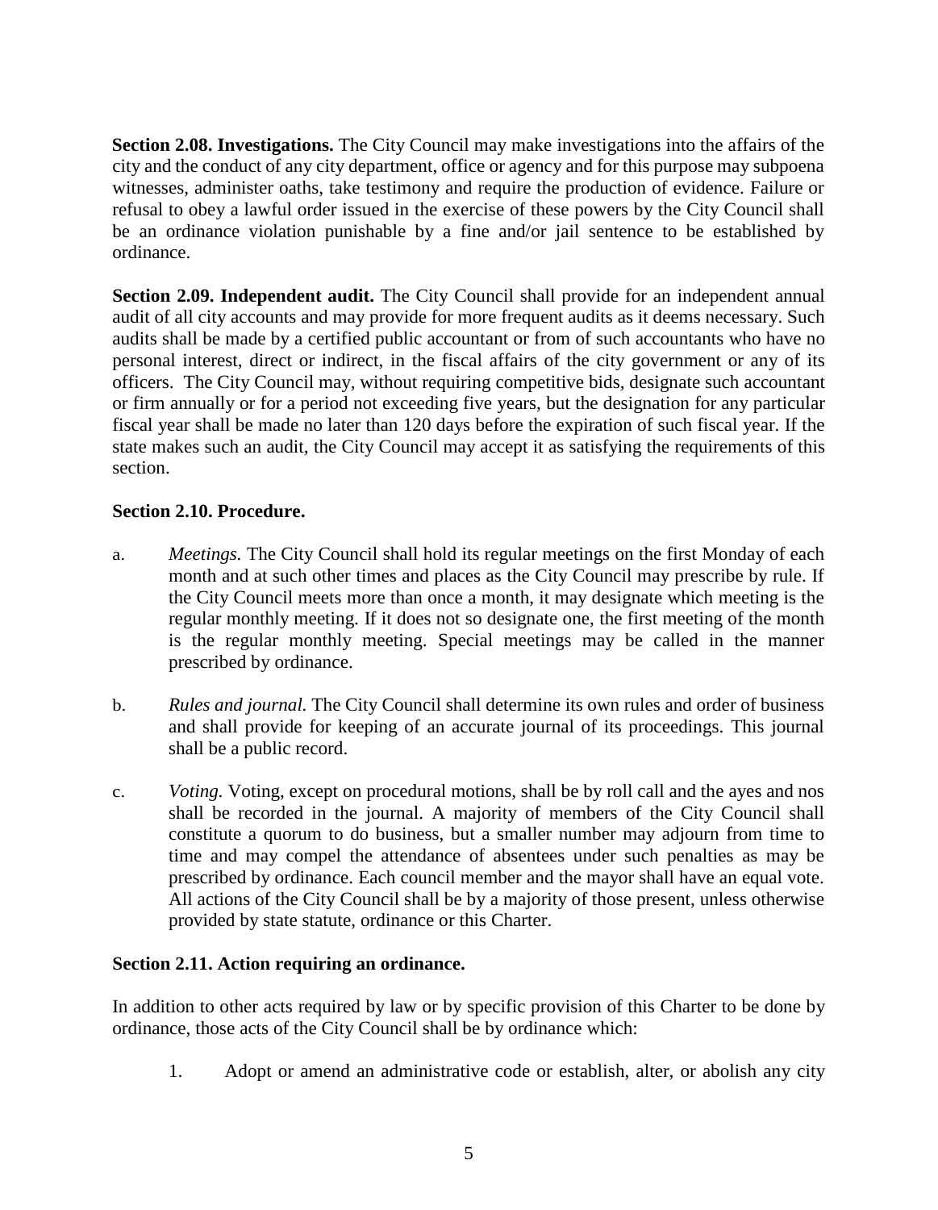**Section 2.08. Investigations.** The City Council may make investigations into the affairs of the city and the conduct of any city department, office or agency and for this purpose may subpoena witnesses, administer oaths, take testimony and require the production of evidence. Failure or refusal to obey a lawful order issued in the exercise of these powers by the City Council shall be an ordinance violation punishable by a fine and/or jail sentence to be established by ordinance.

**Section 2.09. Independent audit.** The City Council shall provide for an independent annual audit of all city accounts and may provide for more frequent audits as it deems necessary. Such audits shall be made by a certified public accountant or from of such accountants who have no personal interest, direct or indirect, in the fiscal affairs of the city government or any of its officers. The City Council may, without requiring competitive bids, designate such accountant or firm annually or for a period not exceeding five years, but the designation for any particular fiscal year shall be made no later than 120 days before the expiration of such fiscal year. If the state makes such an audit, the City Council may accept it as satisfying the requirements of this section.

**Section 2.10. Procedure.**

a. *Meetings.* The City Council shall hold its regular meetings on the first Monday of each month and at such other times and places as the City Council may prescribe by rule. If the City Council meets more than once a month, it may designate which meeting is the regular monthly meeting. If it does not so designate one, the first meeting of the month is the regular monthly meeting. Special meetings may be called in the manner prescribed by ordinance.

b. *Rules and journal.* The City Council shall determine its own rules and order of business and shall provide for keeping of an accurate journal of its proceedings. This journal shall be a public record.

c. *Voting.* Voting, except on procedural motions, shall be by roll call and the ayes and nos shall be recorded in the journal. A majority of members of the City Council shall constitute a quorum to do business, but a smaller number may adjourn from time to time and may compel the attendance of absentees under such penalties as may be prescribed by ordinance. Each council member and the mayor shall have an equal vote. All actions of the City Council shall be by a majority of those present, unless otherwise provided by state statute, ordinance or this Charter.

**Section 2.11. Action requiring an ordinance.**

In addition to other acts required by law or by specific provision of this Charter to be done by ordinance, those acts of the City Council shall be by ordinance which:

1. Adopt or amend an administrative code or establish, alter, or abolish any city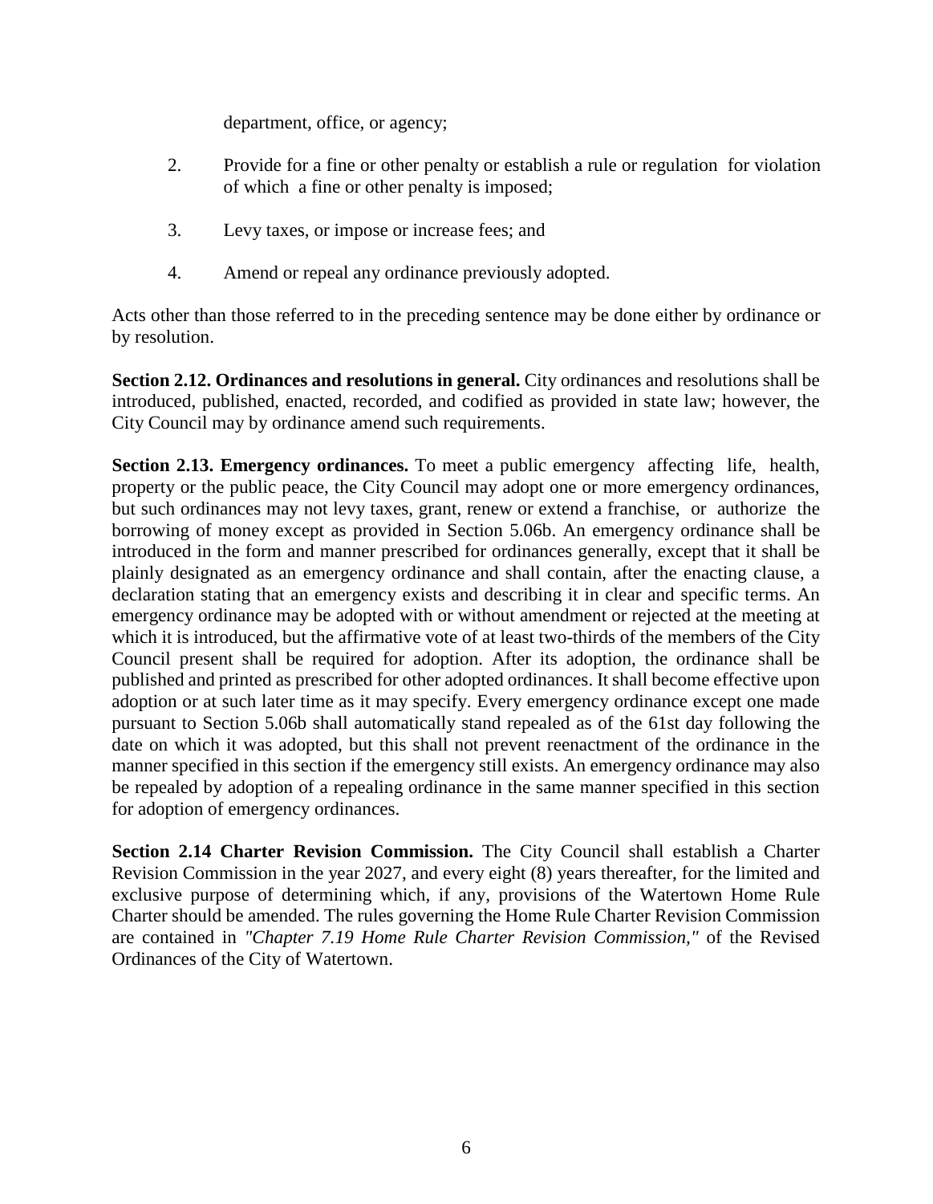department, office, or agency;

2. Provide for a fine or other penalty or establish a rule or regulation for violation of which a fine or other penalty is imposed;

3. Levy taxes, or impose or increase fees; and

4. Amend or repeal any ordinance previously adopted.

Acts other than those referred to in the preceding sentence may be done either by ordinance or by resolution.

**Section 2.12. Ordinances and resolutions in general.** City ordinances and resolutions shall be introduced, published, enacted, recorded, and codified as provided in state law; however, the City Council may by ordinance amend such requirements.

**Section 2.13. Emergency ordinances.** To meet a public emergency affecting life, health, property or the public peace, the City Council may adopt one or more emergency ordinances, but such ordinances may not levy taxes, grant, renew or extend a franchise, or authorize the borrowing of money except as provided in Section 5.06b. An emergency ordinance shall be introduced in the form and manner prescribed for ordinances generally, except that it shall be plainly designated as an emergency ordinance and shall contain, after the enacting clause, a declaration stating that an emergency exists and describing it in clear and specific terms. An emergency ordinance may be adopted with or without amendment or rejected at the meeting at which it is introduced, but the affirmative vote of at least two-thirds of the members of the City Council present shall be required for adoption. After its adoption, the ordinance shall be published and printed as prescribed for other adopted ordinances. It shall become effective upon adoption or at such later time as it may specify. Every emergency ordinance except one made pursuant to Section 5.06b shall automatically stand repealed as of the 61st day following the date on which it was adopted, but this shall not prevent reenactment of the ordinance in the manner specified in this section if the emergency still exists. An emergency ordinance may also be repealed by adoption of a repealing ordinance in the same manner specified in this section for adoption of emergency ordinances.

**Section 2.14 Charter Revision Commission.** The City Council shall establish a Charter Revision Commission in the year 2027, and every eight (8) years thereafter, for the limited and exclusive purpose of determining which, if any, provisions of the Watertown Home Rule Charter should be amended. The rules governing the Home Rule Charter Revision Commission are contained in *"Chapter 7.19 Home Rule Charter Revision Commission,"* of the Revised Ordinances of the City of Watertown.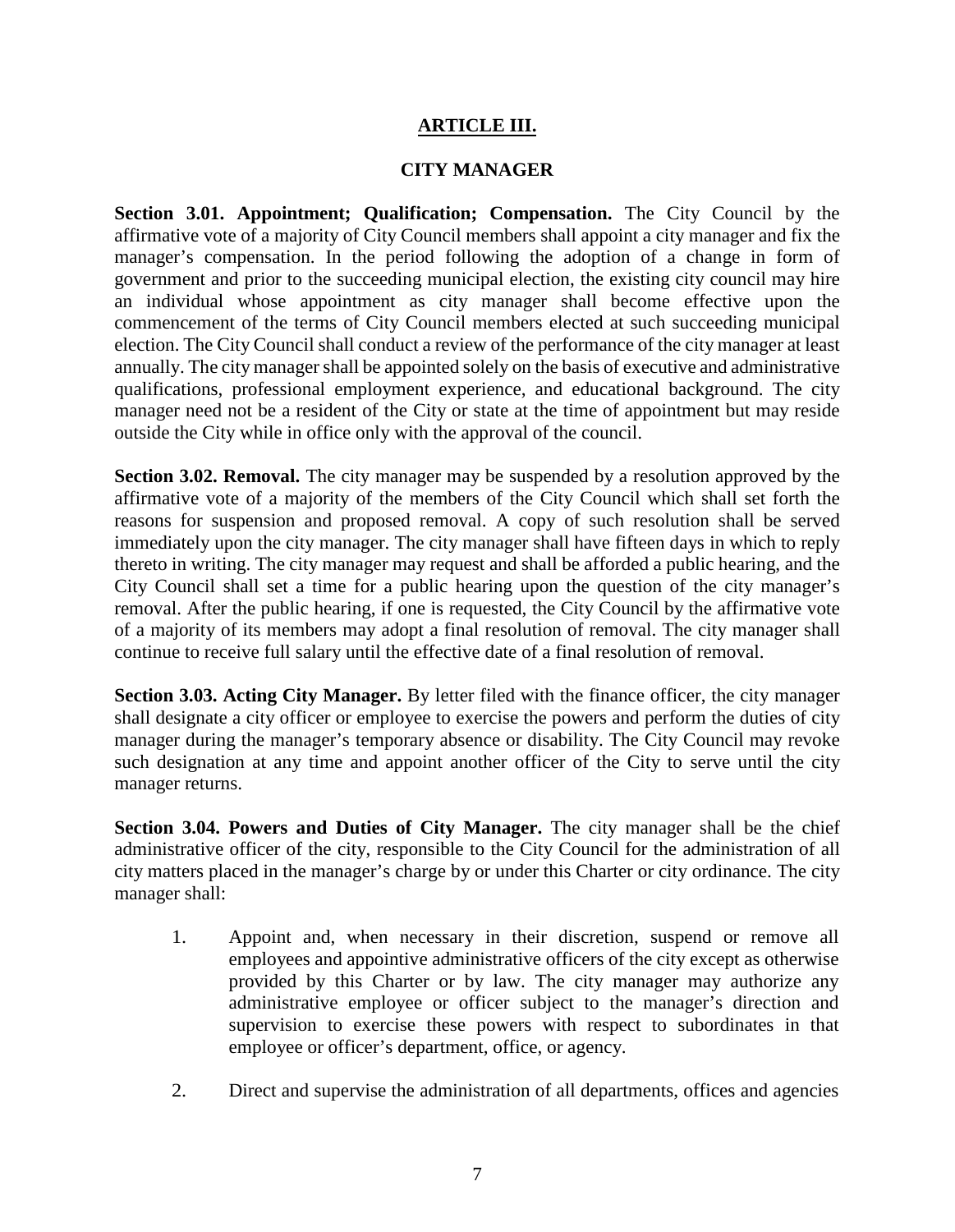## ARTICLE III.

## CITY MANAGER

**Section 3.01. Appointment; Qualification; Compensation.** The City Council by the affirmative vote of a majority of City Council members shall appoint a city manager and fix the manager's compensation. In the period following the adoption of a change in form of government and prior to the succeeding municipal election, the existing city council may hire an individual whose appointment as city manager shall become effective upon the commencement of the terms of City Council members elected at such succeeding municipal election. The City Council shall conduct a review of the performance of the city manager at least annually. The city manager shall be appointed solely on the basis of executive and administrative qualifications, professional employment experience, and educational background. The city manager need not be a resident of the City or state at the time of appointment but may reside outside the City while in office only with the approval of the council.

**Section 3.02. Removal.** The city manager may be suspended by a resolution approved by the affirmative vote of a majority of the members of the City Council which shall set forth the reasons for suspension and proposed removal. A copy of such resolution shall be served immediately upon the city manager. The city manager shall have fifteen days in which to reply thereto in writing. The city manager may request and shall be afforded a public hearing, and the City Council shall set a time for a public hearing upon the question of the city manager's removal. After the public hearing, if one is requested, the City Council by the affirmative vote of a majority of its members may adopt a final resolution of removal. The city manager shall continue to receive full salary until the effective date of a final resolution of removal.

**Section 3.03. Acting City Manager.** By letter filed with the finance officer, the city manager shall designate a city officer or employee to exercise the powers and perform the duties of city manager during the manager's temporary absence or disability. The City Council may revoke such designation at any time and appoint another officer of the City to serve until the city manager returns.

**Section 3.04. Powers and Duties of City Manager.** The city manager shall be the chief administrative officer of the city, responsible to the City Council for the administration of all city matters placed in the manager's charge by or under this Charter or city ordinance. The city manager shall:

1. Appoint and, when necessary in their discretion, suspend or remove all employees and appointive administrative officers of the city except as otherwise provided by this Charter or by law. The city manager may authorize any administrative employee or officer subject to the manager's direction and supervision to exercise these powers with respect to subordinates in that employee or officer's department, office, or agency.

2. Direct and supervise the administration of all departments, offices and agencies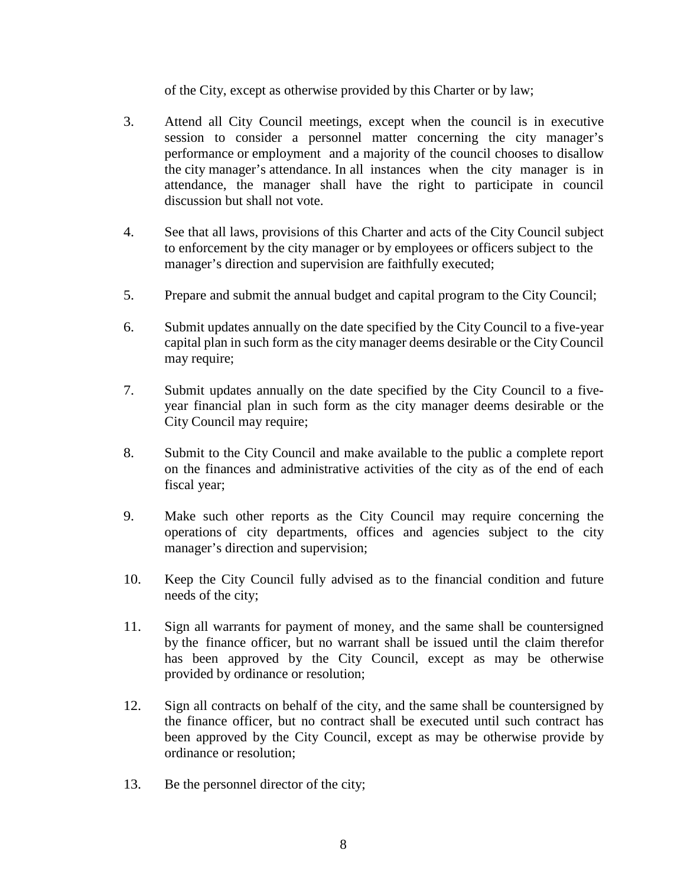of the City, except as otherwise provided by this Charter or by law;

3. Attend all City Council meetings, except when the council is in executive session to consider a personnel matter concerning the city manager's performance or employment and a majority of the council chooses to disallow the city manager's attendance. In all instances when the city manager is in attendance, the manager shall have the right to participate in council discussion but shall not vote.

4. See that all laws, provisions of this Charter and acts of the City Council subject to enforcement by the city manager or by employees or officers subject to the manager's direction and supervision are faithfully executed;

5. Prepare and submit the annual budget and capital program to the City Council;

6. Submit updates annually on the date specified by the City Council to a five-year capital plan in such form as the city manager deems desirable or the City Council may require;

7. Submit updates annually on the date specified by the City Council to a five-year financial plan in such form as the city manager deems desirable or the City Council may require;

8. Submit to the City Council and make available to the public a complete report on the finances and administrative activities of the city as of the end of each fiscal year;

9. Make such other reports as the City Council may require concerning the operations of city departments, offices and agencies subject to the city manager's direction and supervision;

10. Keep the City Council fully advised as to the financial condition and future needs of the city;

11. Sign all warrants for payment of money, and the same shall be countersigned by the finance officer, but no warrant shall be issued until the claim therefor has been approved by the City Council, except as may be otherwise provided by ordinance or resolution;

12. Sign all contracts on behalf of the city, and the same shall be countersigned by the finance officer, but no contract shall be executed until such contract has been approved by the City Council, except as may be otherwise provide by ordinance or resolution;

13. Be the personnel director of the city;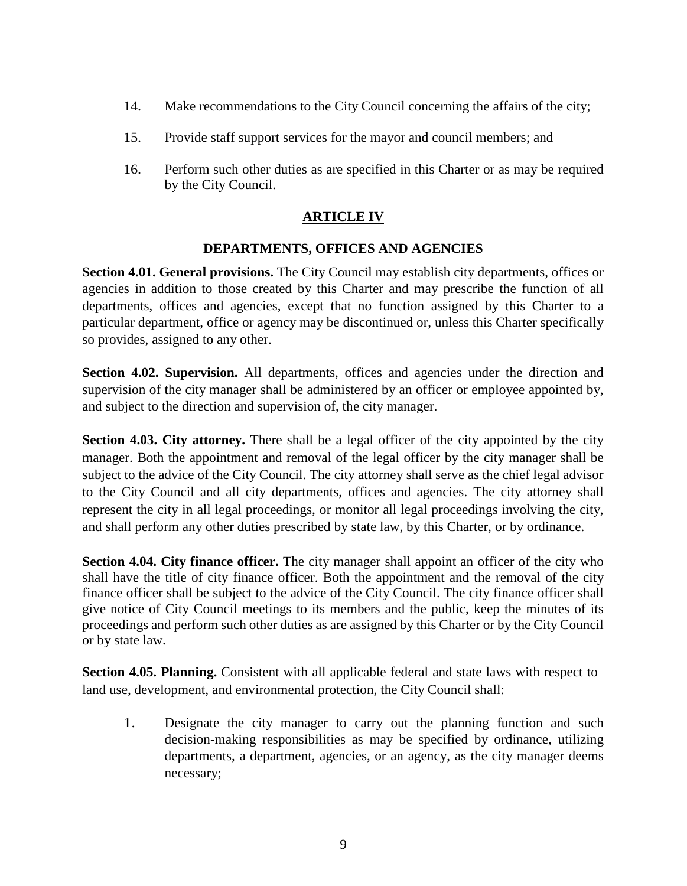14. Make recommendations to the City Council concerning the affairs of the city;

15. Provide staff support services for the mayor and council members; and

16. Perform such other duties as are specified in this Charter or as may be required by the City Council.

## ARTICLE IV

### DEPARTMENTS, OFFICES AND AGENCIES

**Section 4.01. General provisions.** The City Council may establish city departments, offices or agencies in addition to those created by this Charter and may prescribe the function of all departments, offices and agencies, except that no function assigned by this Charter to a particular department, office or agency may be discontinued or, unless this Charter specifically so provides, assigned to any other.

**Section 4.02. Supervision.** All departments, offices and agencies under the direction and supervision of the city manager shall be administered by an officer or employee appointed by, and subject to the direction and supervision of, the city manager.

**Section 4.03. City attorney.** There shall be a legal officer of the city appointed by the city manager. Both the appointment and removal of the legal officer by the city manager shall be subject to the advice of the City Council. The city attorney shall serve as the chief legal advisor to the City Council and all city departments, offices and agencies. The city attorney shall represent the city in all legal proceedings, or monitor all legal proceedings involving the city, and shall perform any other duties prescribed by state law, by this Charter, or by ordinance.

**Section 4.04. City finance officer.** The city manager shall appoint an officer of the city who shall have the title of city finance officer. Both the appointment and the removal of the city finance officer shall be subject to the advice of the City Council. The city finance officer shall give notice of City Council meetings to its members and the public, keep the minutes of its proceedings and perform such other duties as are assigned by this Charter or by the City Council or by state law.

**Section 4.05. Planning.** Consistent with all applicable federal and state laws with respect to land use, development, and environmental protection, the City Council shall:

1. Designate the city manager to carry out the planning function and such decision-making responsibilities as may be specified by ordinance, utilizing departments, a department, agencies, or an agency, as the city manager deems necessary;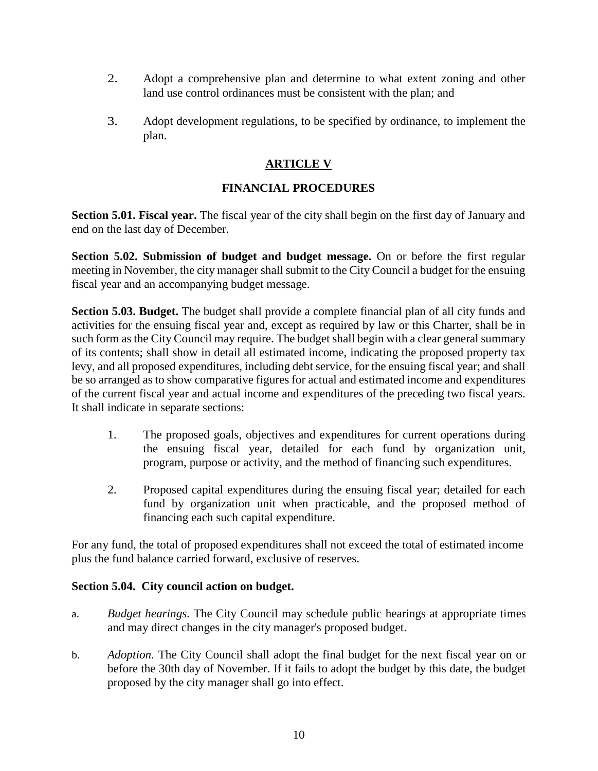2. Adopt a comprehensive plan and determine to what extent zoning and other land use control ordinances must be consistent with the plan; and

3. Adopt development regulations, to be specified by ordinance, to implement the plan.

## ARTICLE V

## FINANCIAL PROCEDURES

**Section 5.01. Fiscal year.** The fiscal year of the city shall begin on the first day of January and end on the last day of December.

**Section 5.02. Submission of budget and budget message.** On or before the first regular meeting in November, the city manager shall submit to the City Council a budget for the ensuing fiscal year and an accompanying budget message.

**Section 5.03. Budget.** The budget shall provide a complete financial plan of all city funds and activities for the ensuing fiscal year and, except as required by law or this Charter, shall be in such form as the City Council may require. The budget shall begin with a clear general summary of its contents; shall show in detail all estimated income, indicating the proposed property tax levy, and all proposed expenditures, including debt service, for the ensuing fiscal year; and shall be so arranged as to show comparative figures for actual and estimated income and expenditures of the current fiscal year and actual income and expenditures of the preceding two fiscal years. It shall indicate in separate sections:

1. The proposed goals, objectives and expenditures for current operations during the ensuing fiscal year, detailed for each fund by organization unit, program, purpose or activity, and the method of financing such expenditures.

2. Proposed capital expenditures during the ensuing fiscal year; detailed for each fund by organization unit when practicable, and the proposed method of financing each such capital expenditure.

For any fund, the total of proposed expenditures shall not exceed the total of estimated income plus the fund balance carried forward, exclusive of reserves.

**Section 5.04. City council action on budget.**

a. *Budget hearings.* The City Council may schedule public hearings at appropriate times and may direct changes in the city manager's proposed budget.

b. *Adoption.* The City Council shall adopt the final budget for the next fiscal year on or before the 30th day of November. If it fails to adopt the budget by this date, the budget proposed by the city manager shall go into effect.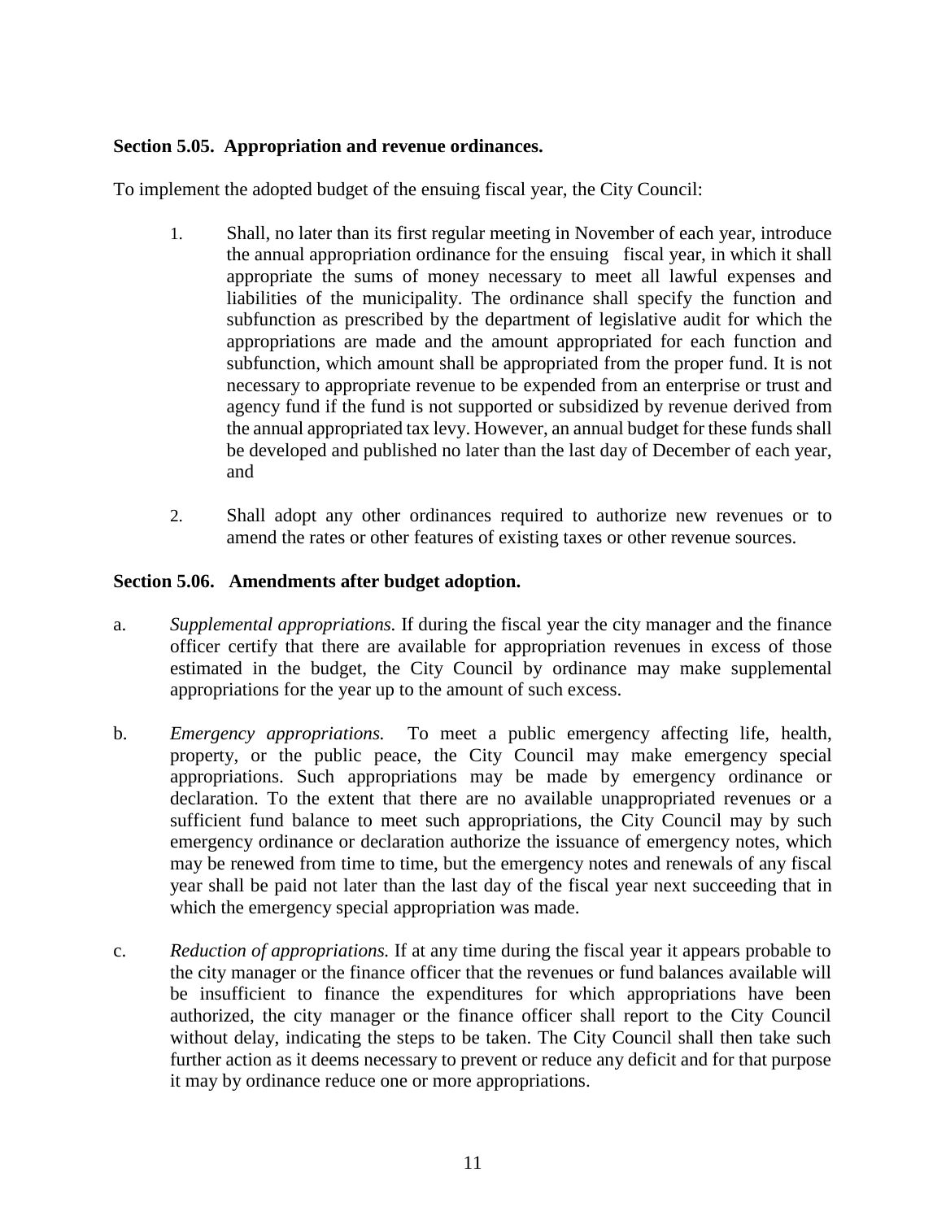**Section 5.05. Appropriation and revenue ordinances.**

To implement the adopted budget of the ensuing fiscal year, the City Council:

1. Shall, no later than its first regular meeting in November of each year, introduce the annual appropriation ordinance for the ensuing fiscal year, in which it shall appropriate the sums of money necessary to meet all lawful expenses and liabilities of the municipality. The ordinance shall specify the function and subfunction as prescribed by the department of legislative audit for which the appropriations are made and the amount appropriated for each function and subfunction, which amount shall be appropriated from the proper fund. It is not necessary to appropriate revenue to be expended from an enterprise or trust and agency fund if the fund is not supported or subsidized by revenue derived from the annual appropriated tax levy. However, an annual budget for these funds shall be developed and published no later than the last day of December of each year, and

2. Shall adopt any other ordinances required to authorize new revenues or to amend the rates or other features of existing taxes or other revenue sources.

**Section 5.06. Amendments after budget adoption.**

a. *Supplemental appropriations.* If during the fiscal year the city manager and the finance officer certify that there are available for appropriation revenues in excess of those estimated in the budget, the City Council by ordinance may make supplemental appropriations for the year up to the amount of such excess.

b. *Emergency appropriations.* To meet a public emergency affecting life, health, property, or the public peace, the City Council may make emergency special appropriations. Such appropriations may be made by emergency ordinance or declaration. To the extent that there are no available unappropriated revenues or a sufficient fund balance to meet such appropriations, the City Council may by such emergency ordinance or declaration authorize the issuance of emergency notes, which may be renewed from time to time, but the emergency notes and renewals of any fiscal year shall be paid not later than the last day of the fiscal year next succeeding that in which the emergency special appropriation was made.

c. *Reduction of appropriations.* If at any time during the fiscal year it appears probable to the city manager or the finance officer that the revenues or fund balances available will be insufficient to finance the expenditures for which appropriations have been authorized, the city manager or the finance officer shall report to the City Council without delay, indicating the steps to be taken. The City Council shall then take such further action as it deems necessary to prevent or reduce any deficit and for that purpose it may by ordinance reduce one or more appropriations.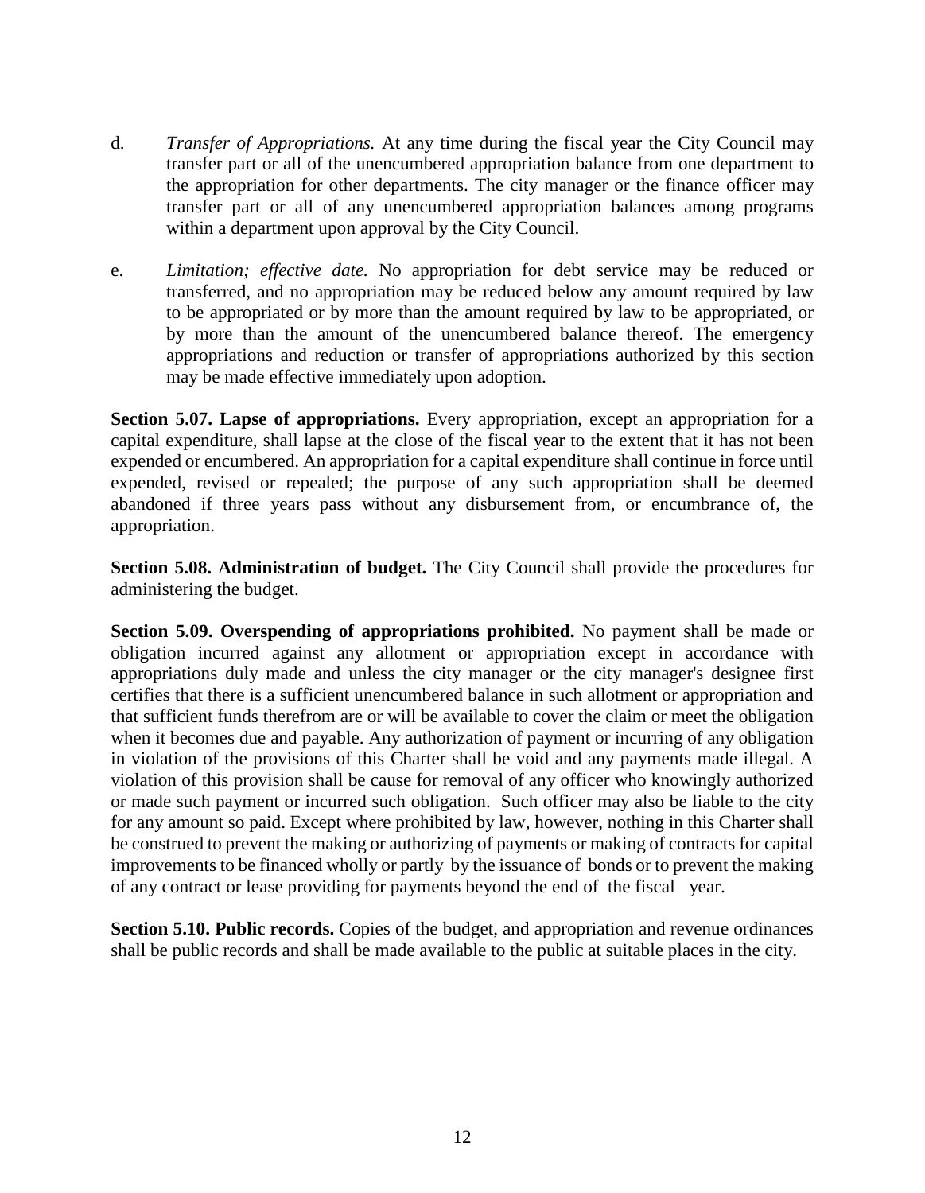d. *Transfer of Appropriations.* At any time during the fiscal year the City Council may transfer part or all of the unencumbered appropriation balance from one department to the appropriation for other departments. The city manager or the finance officer may transfer part or all of any unencumbered appropriation balances among programs within a department upon approval by the City Council.

e. *Limitation; effective date.* No appropriation for debt service may be reduced or transferred, and no appropriation may be reduced below any amount required by law to be appropriated or by more than the amount required by law to be appropriated, or by more than the amount of the unencumbered balance thereof. The emergency appropriations and reduction or transfer of appropriations authorized by this section may be made effective immediately upon adoption.

**Section 5.07. Lapse of appropriations.** Every appropriation, except an appropriation for a capital expenditure, shall lapse at the close of the fiscal year to the extent that it has not been expended or encumbered. An appropriation for a capital expenditure shall continue in force until expended, revised or repealed; the purpose of any such appropriation shall be deemed abandoned if three years pass without any disbursement from, or encumbrance of, the appropriation.

**Section 5.08. Administration of budget.** The City Council shall provide the procedures for administering the budget.

**Section 5.09. Overspending of appropriations prohibited.** No payment shall be made or obligation incurred against any allotment or appropriation except in accordance with appropriations duly made and unless the city manager or the city manager's designee first certifies that there is a sufficient unencumbered balance in such allotment or appropriation and that sufficient funds therefrom are or will be available to cover the claim or meet the obligation when it becomes due and payable. Any authorization of payment or incurring of any obligation in violation of the provisions of this Charter shall be void and any payments made illegal. A violation of this provision shall be cause for removal of any officer who knowingly authorized or made such payment or incurred such obligation. Such officer may also be liable to the city for any amount so paid. Except where prohibited by law, however, nothing in this Charter shall be construed to prevent the making or authorizing of payments or making of contracts for capital improvements to be financed wholly or partly by the issuance of bonds or to prevent the making of any contract or lease providing for payments beyond the end of the fiscal year.

**Section 5.10. Public records.** Copies of the budget, and appropriation and revenue ordinances shall be public records and shall be made available to the public at suitable places in the city.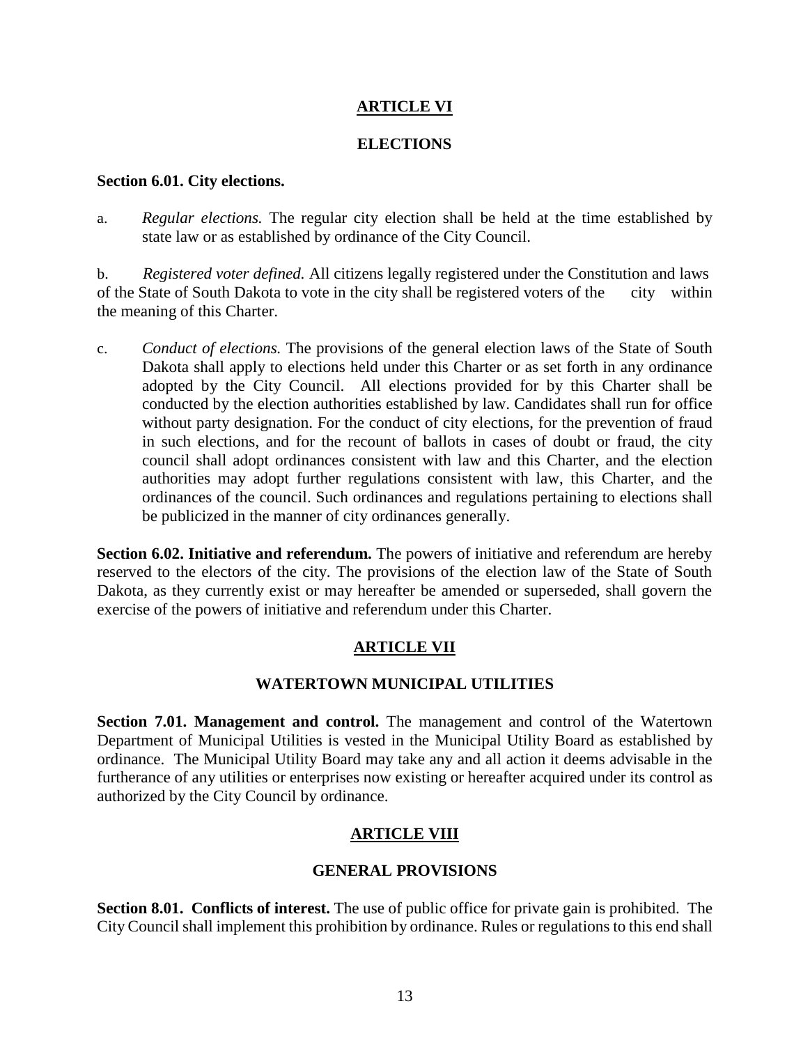## ARTICLE VI

## ELECTIONS

**Section 6.01. City elections.**

a. *Regular elections.* The regular city election shall be held at the time established by state law or as established by ordinance of the City Council.

b. *Registered voter defined.* All citizens legally registered under the Constitution and laws of the State of South Dakota to vote in the city shall be registered voters of the city within the meaning of this Charter.

c. *Conduct of elections.* The provisions of the general election laws of the State of South Dakota shall apply to elections held under this Charter or as set forth in any ordinance adopted by the City Council. All elections provided for by this Charter shall be conducted by the election authorities established by law. Candidates shall run for office without party designation. For the conduct of city elections, for the prevention of fraud in such elections, and for the recount of ballots in cases of doubt or fraud, the city council shall adopt ordinances consistent with law and this Charter, and the election authorities may adopt further regulations consistent with law, this Charter, and the ordinances of the council. Such ordinances and regulations pertaining to elections shall be publicized in the manner of city ordinances generally.

**Section 6.02. Initiative and referendum.** The powers of initiative and referendum are hereby reserved to the electors of the city. The provisions of the election law of the State of South Dakota, as they currently exist or may hereafter be amended or superseded, shall govern the exercise of the powers of initiative and referendum under this Charter.

## ARTICLE VII

## WATERTOWN MUNICIPAL UTILITIES

**Section 7.01. Management and control.** The management and control of the Watertown Department of Municipal Utilities is vested in the Municipal Utility Board as established by ordinance. The Municipal Utility Board may take any and all action it deems advisable in the furtherance of any utilities or enterprises now existing or hereafter acquired under its control as authorized by the City Council by ordinance.

## ARTICLE VIII

## GENERAL PROVISIONS

**Section 8.01. Conflicts of interest.** The use of public office for private gain is prohibited. The City Council shall implement this prohibition by ordinance. Rules or regulations to this end shall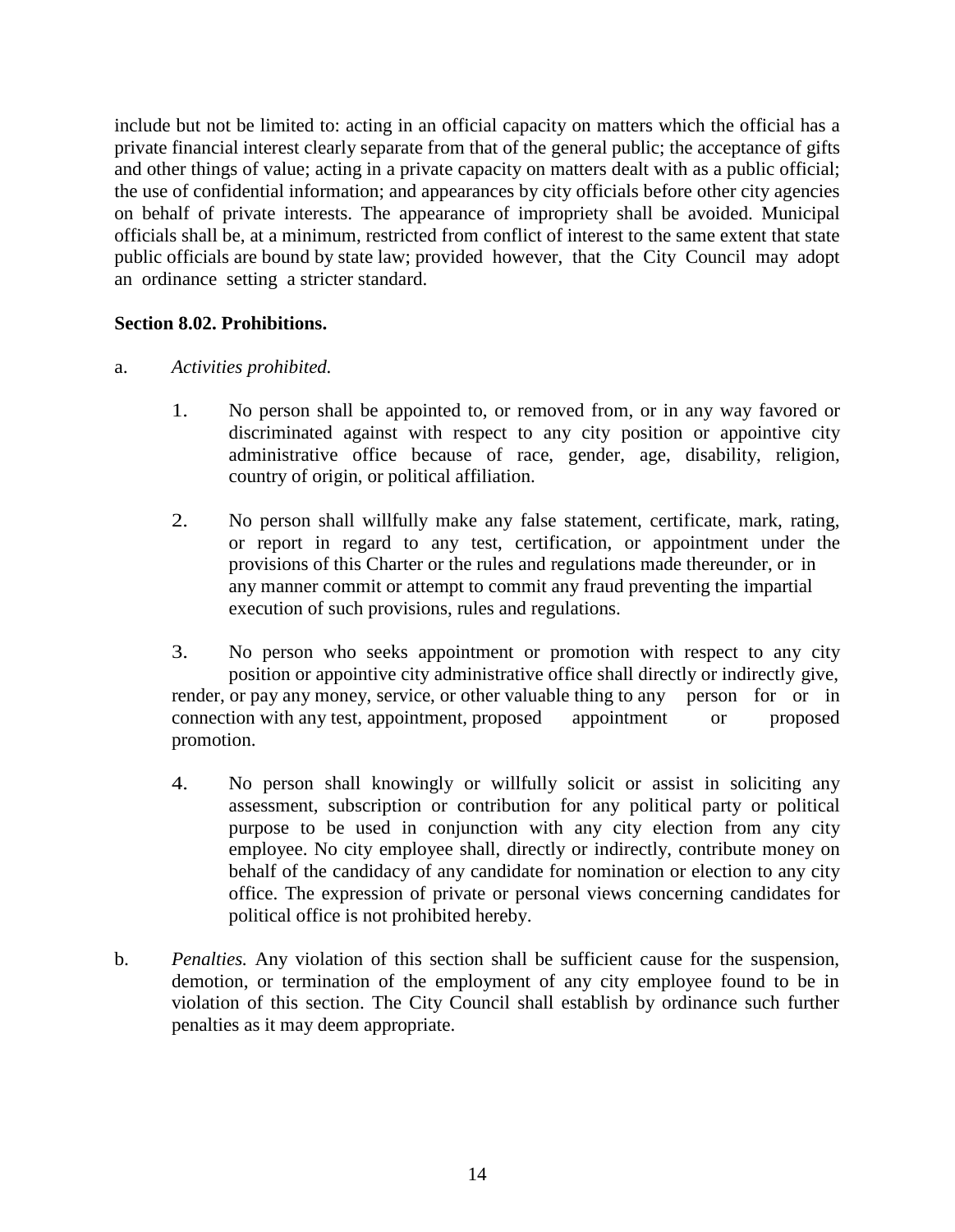include but not be limited to: acting in an official capacity on matters which the official has a private financial interest clearly separate from that of the general public; the acceptance of gifts and other things of value; acting in a private capacity on matters dealt with as a public official; the use of confidential information; and appearances by city officials before other city agencies on behalf of private interests. The appearance of impropriety shall be avoided. Municipal officials shall be, at a minimum, restricted from conflict of interest to the same extent that state public officials are bound by state law; provided however, that the City Council may adopt an ordinance setting a stricter standard.

**Section 8.02. Prohibitions.**

a. *Activities prohibited.*

1. No person shall be appointed to, or removed from, or in any way favored or discriminated against with respect to any city position or appointive city administrative office because of race, gender, age, disability, religion, country of origin, or political affiliation.

2. No person shall willfully make any false statement, certificate, mark, rating, or report in regard to any test, certification, or appointment under the provisions of this Charter or the rules and regulations made thereunder, or in any manner commit or attempt to commit any fraud preventing the impartial execution of such provisions, rules and regulations.

3. No person who seeks appointment or promotion with respect to any city position or appointive city administrative office shall directly or indirectly give, render, or pay any money, service, or other valuable thing to any person for or in connection with any test, appointment, proposed appointment or proposed promotion.

4. No person shall knowingly or willfully solicit or assist in soliciting any assessment, subscription or contribution for any political party or political purpose to be used in conjunction with any city election from any city employee. No city employee shall, directly or indirectly, contribute money on behalf of the candidacy of any candidate for nomination or election to any city office. The expression of private or personal views concerning candidates for political office is not prohibited hereby.

b. *Penalties.* Any violation of this section shall be sufficient cause for the suspension, demotion, or termination of the employment of any city employee found to be in violation of this section. The City Council shall establish by ordinance such further penalties as it may deem appropriate.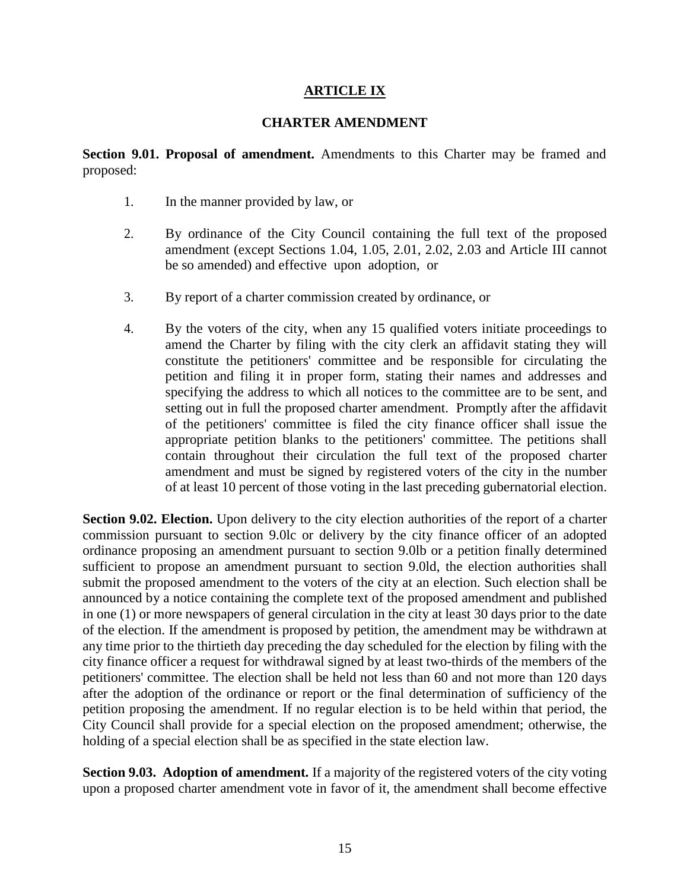## ARTICLE IX

### CHARTER AMENDMENT

**Section 9.01. Proposal of amendment.** Amendments to this Charter may be framed and proposed:

1. In the manner provided by law, or

2. By ordinance of the City Council containing the full text of the proposed amendment (except Sections 1.04, 1.05, 2.01, 2.02, 2.03 and Article III cannot be so amended) and effective upon adoption, or

3. By report of a charter commission created by ordinance, or

4. By the voters of the city, when any 15 qualified voters initiate proceedings to amend the Charter by filing with the city clerk an affidavit stating they will constitute the petitioners' committee and be responsible for circulating the petition and filing it in proper form, stating their names and addresses and specifying the address to which all notices to the committee are to be sent, and setting out in full the proposed charter amendment. Promptly after the affidavit of the petitioners' committee is filed the city finance officer shall issue the appropriate petition blanks to the petitioners' committee. The petitions shall contain throughout their circulation the full text of the proposed charter amendment and must be signed by registered voters of the city in the number of at least 10 percent of those voting in the last preceding gubernatorial election.

**Section 9.02. Election.** Upon delivery to the city election authorities of the report of a charter commission pursuant to section 9.0lc or delivery by the city finance officer of an adopted ordinance proposing an amendment pursuant to section 9.0lb or a petition finally determined sufficient to propose an amendment pursuant to section 9.0ld, the election authorities shall submit the proposed amendment to the voters of the city at an election. Such election shall be announced by a notice containing the complete text of the proposed amendment and published in one (1) or more newspapers of general circulation in the city at least 30 days prior to the date of the election. If the amendment is proposed by petition, the amendment may be withdrawn at any time prior to the thirtieth day preceding the day scheduled for the election by filing with the city finance officer a request for withdrawal signed by at least two-thirds of the members of the petitioners' committee. The election shall be held not less than 60 and not more than 120 days after the adoption of the ordinance or report or the final determination of sufficiency of the petition proposing the amendment. If no regular election is to be held within that period, the City Council shall provide for a special election on the proposed amendment; otherwise, the holding of a special election shall be as specified in the state election law.

**Section 9.03. Adoption of amendment.** If a majority of the registered voters of the city voting upon a proposed charter amendment vote in favor of it, the amendment shall become effective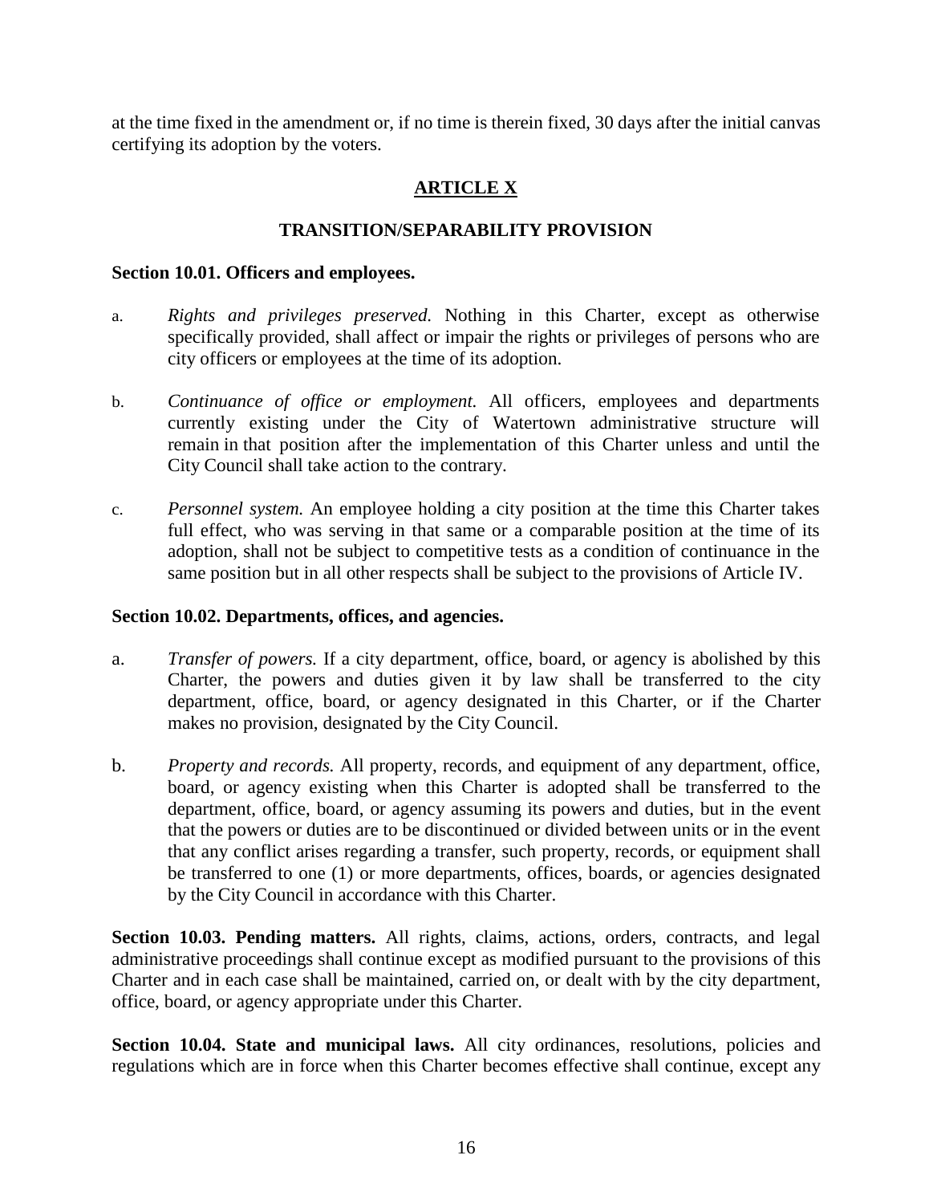at the time fixed in the amendment or, if no time is therein fixed, 30 days after the initial canvas certifying its adoption by the voters.

## ARTICLE X

### TRANSITION/SEPARABILITY PROVISION

**Section 10.01. Officers and employees.**

a. *Rights and privileges preserved.* Nothing in this Charter, except as otherwise specifically provided, shall affect or impair the rights or privileges of persons who are city officers or employees at the time of its adoption.

b. *Continuance of office or employment.* All officers, employees and departments currently existing under the City of Watertown administrative structure will remain in that position after the implementation of this Charter unless and until the City Council shall take action to the contrary.

c. *Personnel system.* An employee holding a city position at the time this Charter takes full effect, who was serving in that same or a comparable position at the time of its adoption, shall not be subject to competitive tests as a condition of continuance in the same position but in all other respects shall be subject to the provisions of Article IV.

**Section 10.02. Departments, offices, and agencies.**

a. *Transfer of powers.* If a city department, office, board, or agency is abolished by this Charter, the powers and duties given it by law shall be transferred to the city department, office, board, or agency designated in this Charter, or if the Charter makes no provision, designated by the City Council.

b. *Property and records.* All property, records, and equipment of any department, office, board, or agency existing when this Charter is adopted shall be transferred to the department, office, board, or agency assuming its powers and duties, but in the event that the powers or duties are to be discontinued or divided between units or in the event that any conflict arises regarding a transfer, such property, records, or equipment shall be transferred to one (1) or more departments, offices, boards, or agencies designated by the City Council in accordance with this Charter.

**Section 10.03. Pending matters.** All rights, claims, actions, orders, contracts, and legal administrative proceedings shall continue except as modified pursuant to the provisions of this Charter and in each case shall be maintained, carried on, or dealt with by the city department, office, board, or agency appropriate under this Charter.

**Section 10.04. State and municipal laws.** All city ordinances, resolutions, policies and regulations which are in force when this Charter becomes effective shall continue, except any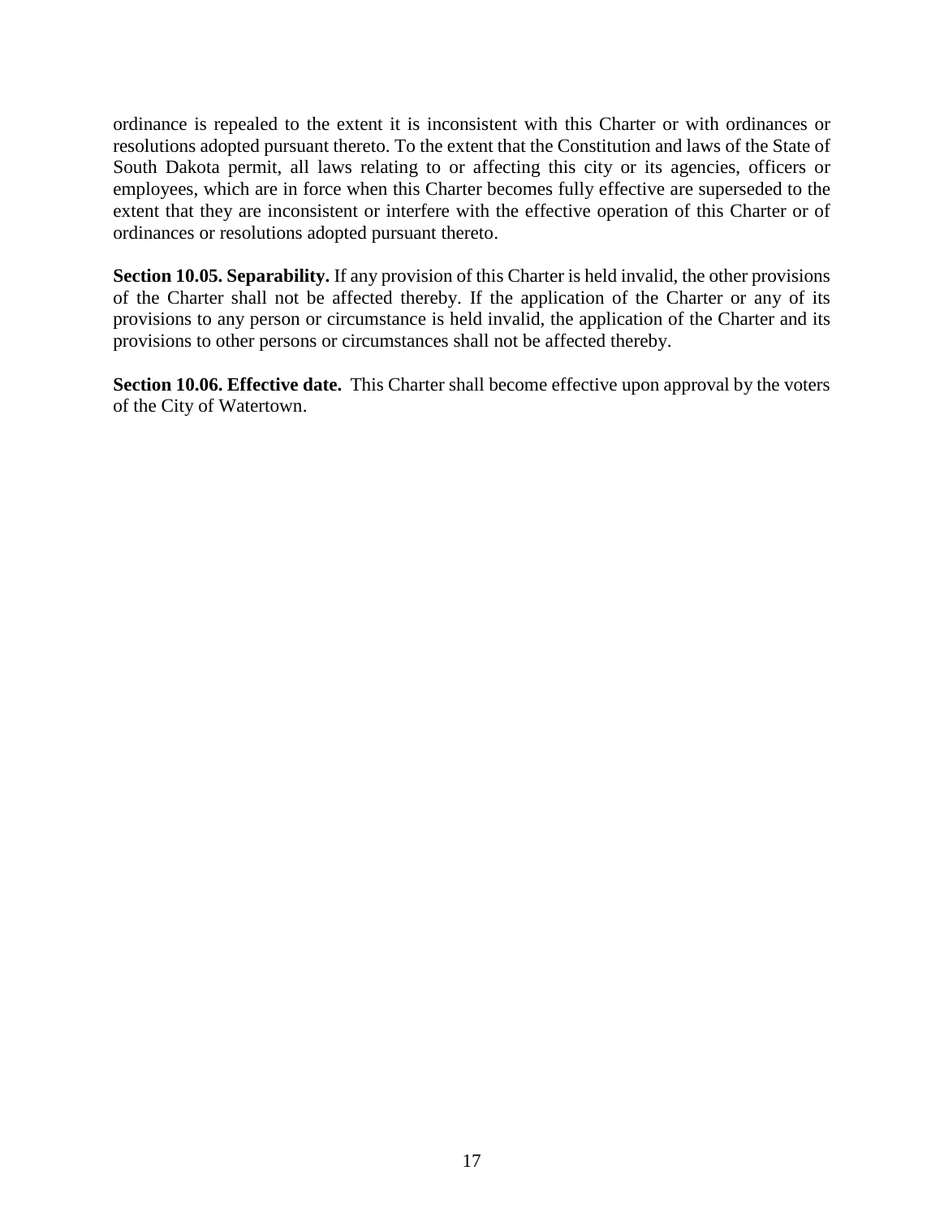ordinance is repealed to the extent it is inconsistent with this Charter or with ordinances or resolutions adopted pursuant thereto. To the extent that the Constitution and laws of the State of South Dakota permit, all laws relating to or affecting this city or its agencies, officers or employees, which are in force when this Charter becomes fully effective are superseded to the extent that they are inconsistent or interfere with the effective operation of this Charter or of ordinances or resolutions adopted pursuant thereto.

**Section 10.05. Separability.** If any provision of this Charter is held invalid, the other provisions of the Charter shall not be affected thereby. If the application of the Charter or any of its provisions to any person or circumstance is held invalid, the application of the Charter and its provisions to other persons or circumstances shall not be affected thereby.

**Section 10.06. Effective date.** This Charter shall become effective upon approval by the voters of the City of Watertown.